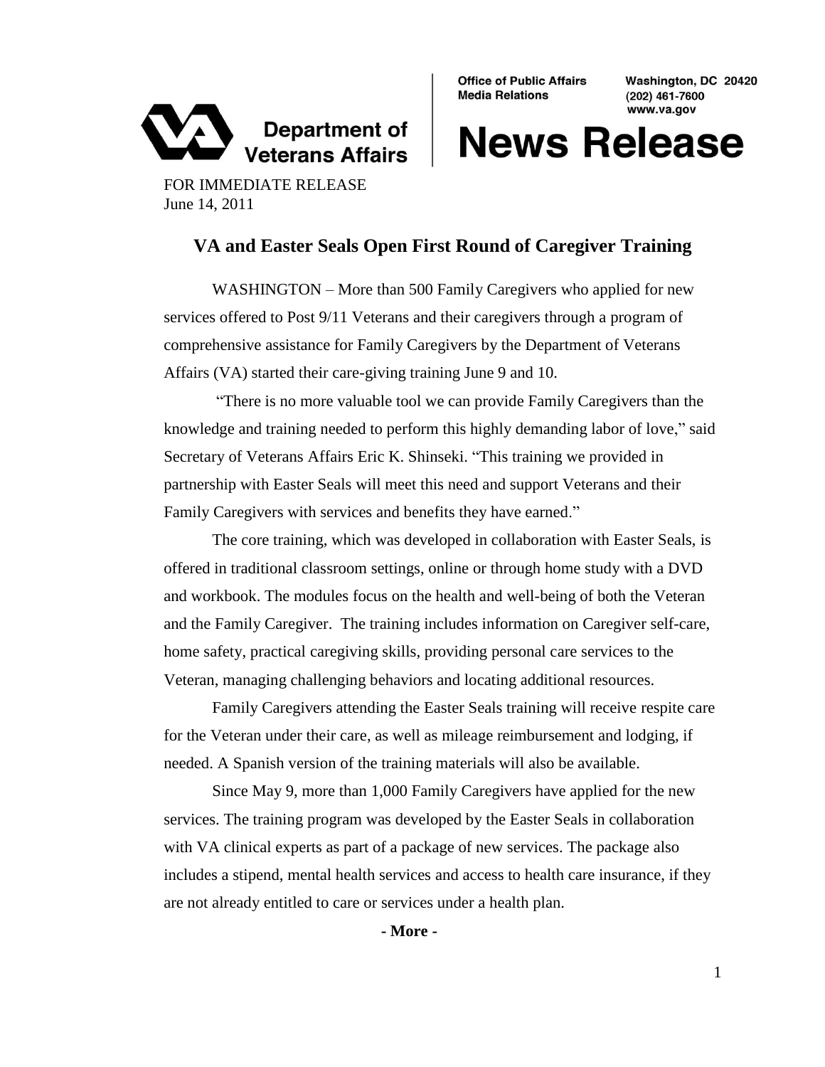Department of Veterans Affairs

Office of Public Affairs
Media Relations

Washington, DC 20420
(202) 461-7600
www.va.gov

# News Release

FOR IMMEDIATE RELEASE
June 14, 2011

## VA and Easter Seals Open First Round of Caregiver Training

WASHINGTON – More than 500 Family Caregivers who applied for new services offered to Post 9/11 Veterans and their caregivers through a program of comprehensive assistance for Family Caregivers by the Department of Veterans Affairs (VA) started their care-giving training June 9 and 10.

"There is no more valuable tool we can provide Family Caregivers than the knowledge and training needed to perform this highly demanding labor of love," said Secretary of Veterans Affairs Eric K. Shinseki. "This training we provided in partnership with Easter Seals will meet this need and support Veterans and their Family Caregivers with services and benefits they have earned."

The core training, which was developed in collaboration with Easter Seals, is offered in traditional classroom settings, online or through home study with a DVD and workbook. The modules focus on the health and well-being of both the Veteran and the Family Caregiver. The training includes information on Caregiver self-care, home safety, practical caregiving skills, providing personal care services to the Veteran, managing challenging behaviors and locating additional resources.

Family Caregivers attending the Easter Seals training will receive respite care for the Veteran under their care, as well as mileage reimbursement and lodging, if needed. A Spanish version of the training materials will also be available.

Since May 9, more than 1,000 Family Caregivers have applied for the new services. The training program was developed by the Easter Seals in collaboration with VA clinical experts as part of a package of new services. The package also includes a stipend, mental health services and access to health care insurance, if they are not already entitled to care or services under a health plan.

**- More -**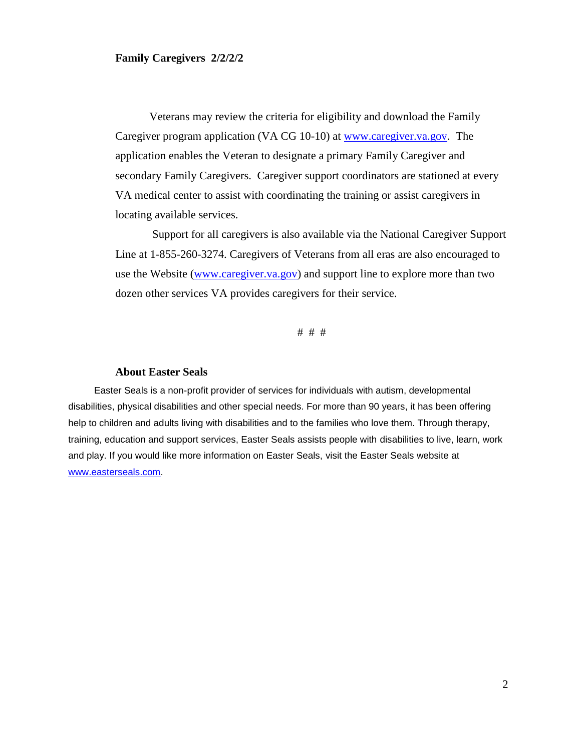**Family Caregivers 2/2/2/2**

Veterans may review the criteria for eligibility and download the Family Caregiver program application (VA CG 10-10) at www.caregiver.va.gov. The application enables the Veteran to designate a primary Family Caregiver and secondary Family Caregivers. Caregiver support coordinators are stationed at every VA medical center to assist with coordinating the training or assist caregivers in locating available services.

Support for all caregivers is also available via the National Caregiver Support Line at 1-855-260-3274. Caregivers of Veterans from all eras are also encouraged to use the Website (www.caregiver.va.gov) and support line to explore more than two dozen other services VA provides caregivers for their service.

# # #

**About Easter Seals**

Easter Seals is a non-profit provider of services for individuals with autism, developmental disabilities, physical disabilities and other special needs. For more than 90 years, it has been offering help to children and adults living with disabilities and to the families who love them. Through therapy, training, education and support services, Easter Seals assists people with disabilities to live, learn, work and play. If you would like more information on Easter Seals, visit the Easter Seals website at www.easterseals.com.